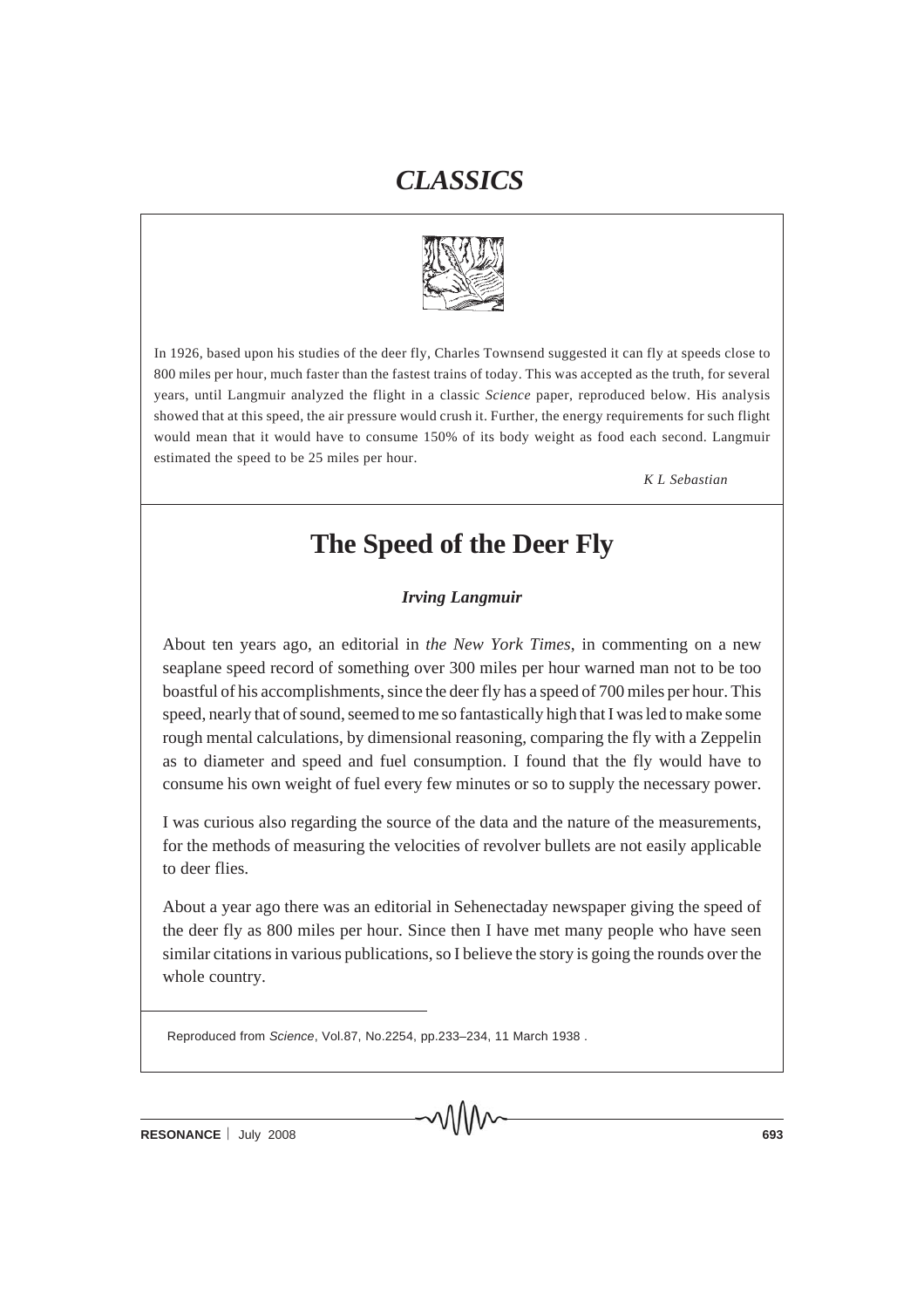# CLASSICS

In 1926, based upon his studies of the deer fly, Charles Townsend suggested it can fly at speeds close to 800 miles per hour, much faster than the fastest trains of today. This was accepted as the truth, for several years, until Langmuir analyzed the flight in a classic *Science* paper, reproduced below. His analysis showed that at this speed, the air pressure would crush it. Further, the energy requirements for such flight would mean that it would have to consume 150% of its body weight as food each second. Langmuir estimated the speed to be 25 miles per hour.

*K L Sebastian*

## The Speed of the Deer Fly

***Irving Langmuir***

About ten years ago, an editorial in *the New York Times*, in commenting on a new seaplane speed record of something over 300 miles per hour warned man not to be too boastful of his accomplishments, since the deer fly has a speed of 700 miles per hour. This speed, nearly that of sound, seemed to me so fantastically high that I was led to make some rough mental calculations, by dimensional reasoning, comparing the fly with a Zeppelin as to diameter and speed and fuel consumption. I found that the fly would have to consume his own weight of fuel every few minutes or so to supply the necessary power.

I was curious also regarding the source of the data and the nature of the measurements, for the methods of measuring the velocities of revolver bullets are not easily applicable to deer flies.

About a year ago there was an editorial in Sehenectaday newspaper giving the speed of the deer fly as 800 miles per hour. Since then I have met many people who have seen similar citations in various publications, so I believe the story is going the rounds over the whole country.

Reproduced from *Science*, Vol.87, No.2254, pp.233–234, 11 March 1938 .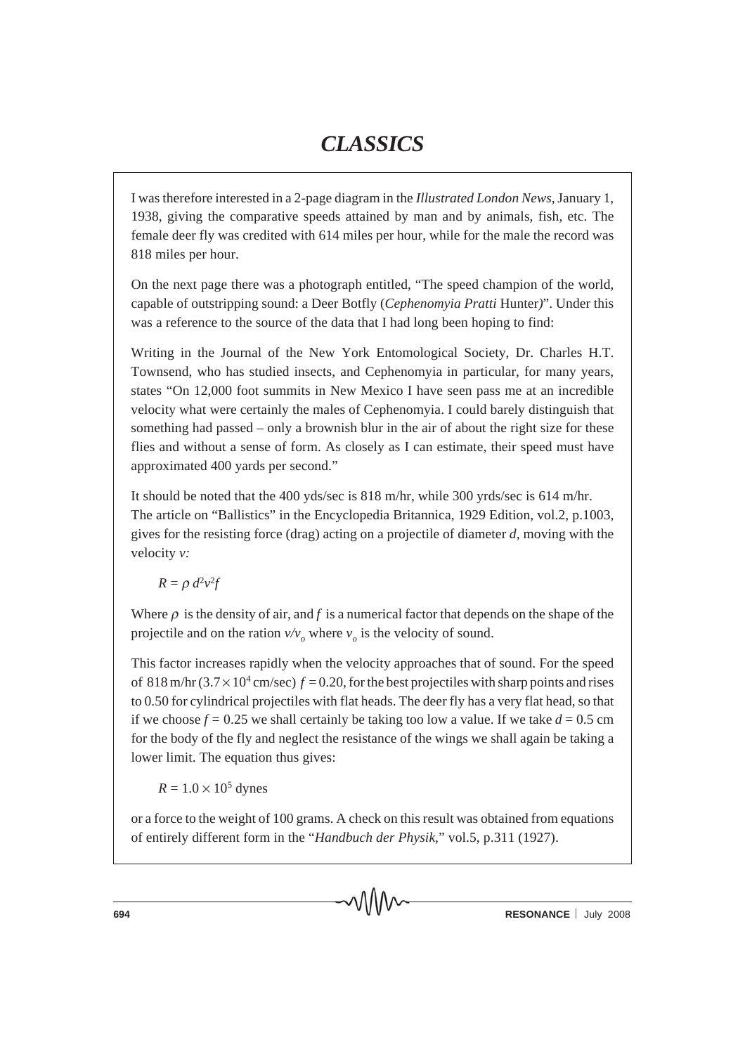# *CLASSICS*

I was therefore interested in a 2-page diagram in the *Illustrated London News,* January 1, 1938, giving the comparative speeds attained by man and by animals, fish, etc. The female deer fly was credited with 614 miles per hour, while for the male the record was 818 miles per hour.

On the next page there was a photograph entitled, "The speed champion of the world, capable of outstripping sound: a Deer Botfly (*Cephenomyia Pratti* Hunter*)*". Under this was a reference to the source of the data that I had long been hoping to find:

Writing in the Journal of the New York Entomological Society, Dr. Charles H.T. Townsend, who has studied insects, and Cephenomyia in particular, for many years, states "On 12,000 foot summits in New Mexico I have seen pass me at an incredible velocity what were certainly the males of Cephenomyia. I could barely distinguish that something had passed – only a brownish blur in the air of about the right size for these flies and without a sense of form. As closely as I can estimate, their speed must have approximated 400 yards per second."

It should be noted that the 400 yds/sec is 818 m/hr, while 300 yrds/sec is 614 m/hr.

The article on "Ballistics" in the Encyclopedia Britannica, 1929 Edition, vol.2, p.1003, gives for the resisting force (drag) acting on a projectile of diameter $d$, moving with the velocity $v$*:*

$$R = \rho\, d^2 v^2 f$$

Where $\rho$ is the density of air, and $f$ is a numerical factor that depends on the shape of the projectile and on the ration $v/v_o$ where $v_o$ is the velocity of sound.

This factor increases rapidly when the velocity approaches that of sound. For the speed of 818 m/hr ($3.7 \times 10^4$ cm/sec) $f = 0.20$, for the best projectiles with sharp points and rises to 0.50 for cylindrical projectiles with flat heads. The deer fly has a very flat head, so that if we choose $f = 0.25$ we shall certainly be taking too low a value. If we take $d = 0.5$ cm for the body of the fly and neglect the resistance of the wings we shall again be taking a lower limit. The equation thus gives:

$$R = 1.0 \times 10^5 \text{ dynes}$$

or a force to the weight of 100 grams. A check on this result was obtained from equations of entirely different form in the "*Handbuch der Physik*," vol.5, p.311 (1927).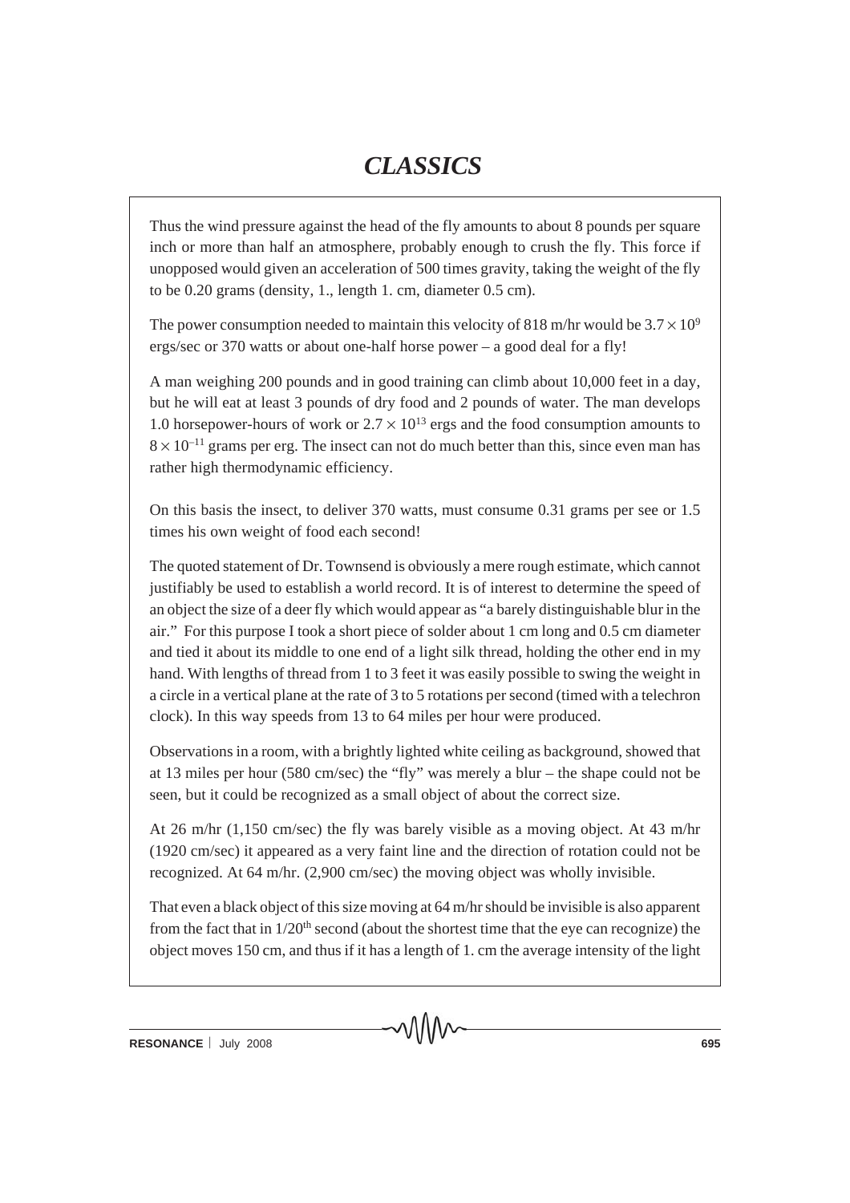Thus the wind pressure against the head of the fly amounts to about 8 pounds per square inch or more than half an atmosphere, probably enough to crush the fly. This force if unopposed would given an acceleration of 500 times gravity, taking the weight of the fly to be 0.20 grams (density, 1., length 1. cm, diameter 0.5 cm).

The power consumption needed to maintain this velocity of 818 m/hr would be $3.7 \times 10^{9}$ ergs/sec or 370 watts or about one-half horse power – a good deal for a fly!

A man weighing 200 pounds and in good training can climb about 10,000 feet in a day, but he will eat at least 3 pounds of dry food and 2 pounds of water. The man develops 1.0 horsepower-hours of work or $2.7 \times 10^{13}$ ergs and the food consumption amounts to $8 \times 10^{-11}$ grams per erg. The insect can not do much better than this, since even man has rather high thermodynamic efficiency.

On this basis the insect, to deliver 370 watts, must consume 0.31 grams per see or 1.5 times his own weight of food each second!

The quoted statement of Dr. Townsend is obviously a mere rough estimate, which cannot justifiably be used to establish a world record. It is of interest to determine the speed of an object the size of a deer fly which would appear as "a barely distinguishable blur in the air." For this purpose I took a short piece of solder about 1 cm long and 0.5 cm diameter and tied it about its middle to one end of a light silk thread, holding the other end in my hand. With lengths of thread from 1 to 3 feet it was easily possible to swing the weight in a circle in a vertical plane at the rate of 3 to 5 rotations per second (timed with a telechron clock). In this way speeds from 13 to 64 miles per hour were produced.

Observations in a room, with a brightly lighted white ceiling as background, showed that at 13 miles per hour (580 cm/sec) the "fly" was merely a blur – the shape could not be seen, but it could be recognized as a small object of about the correct size.

At 26 m/hr (1,150 cm/sec) the fly was barely visible as a moving object. At 43 m/hr (1920 cm/sec) it appeared as a very faint line and the direction of rotation could not be recognized. At 64 m/hr. (2,900 cm/sec) the moving object was wholly invisible.

That even a black object of this size moving at 64 m/hr should be invisible is also apparent from the fact that in 1/20$^{th}$ second (about the shortest time that the eye can recognize) the object moves 150 cm, and thus if it has a length of 1. cm the average intensity of the light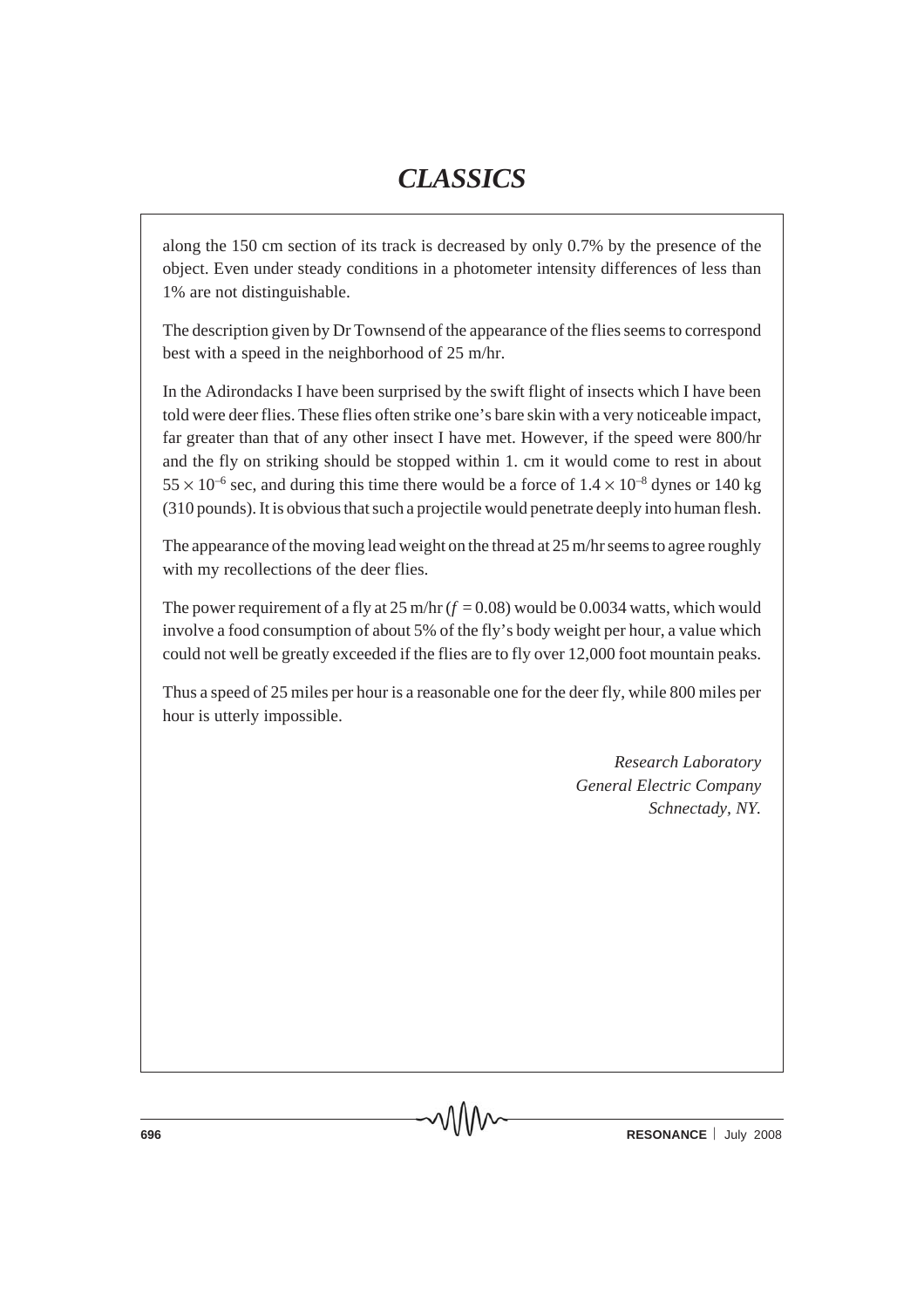along the 150 cm section of its track is decreased by only 0.7% by the presence of the object. Even under steady conditions in a photometer intensity differences of less than 1% are not distinguishable.

The description given by Dr Townsend of the appearance of the flies seems to correspond best with a speed in the neighborhood of 25 m/hr.

In the Adirondacks I have been surprised by the swift flight of insects which I have been told were deer flies. These flies often strike one's bare skin with a very noticeable impact, far greater than that of any other insect I have met. However, if the speed were 800/hr and the fly on striking should be stopped within 1. cm it would come to rest in about $55 \times 10^{-6}$ sec, and during this time there would be a force of $1.4 \times 10^{-8}$ dynes or 140 kg (310 pounds). It is obvious that such a projectile would penetrate deeply into human flesh.

The appearance of the moving lead weight on the thread at 25 m/hr seems to agree roughly with my recollections of the deer flies.

The power requirement of a fly at 25 m/hr ($f = 0.08$) would be 0.0034 watts, which would involve a food consumption of about 5% of the fly's body weight per hour, a value which could not well be greatly exceeded if the flies are to fly over 12,000 foot mountain peaks.

Thus a speed of 25 miles per hour is a reasonable one for the deer fly, while 800 miles per hour is utterly impossible.

*Research Laboratory*
*General Electric Company*
*Schnectady, NY.*